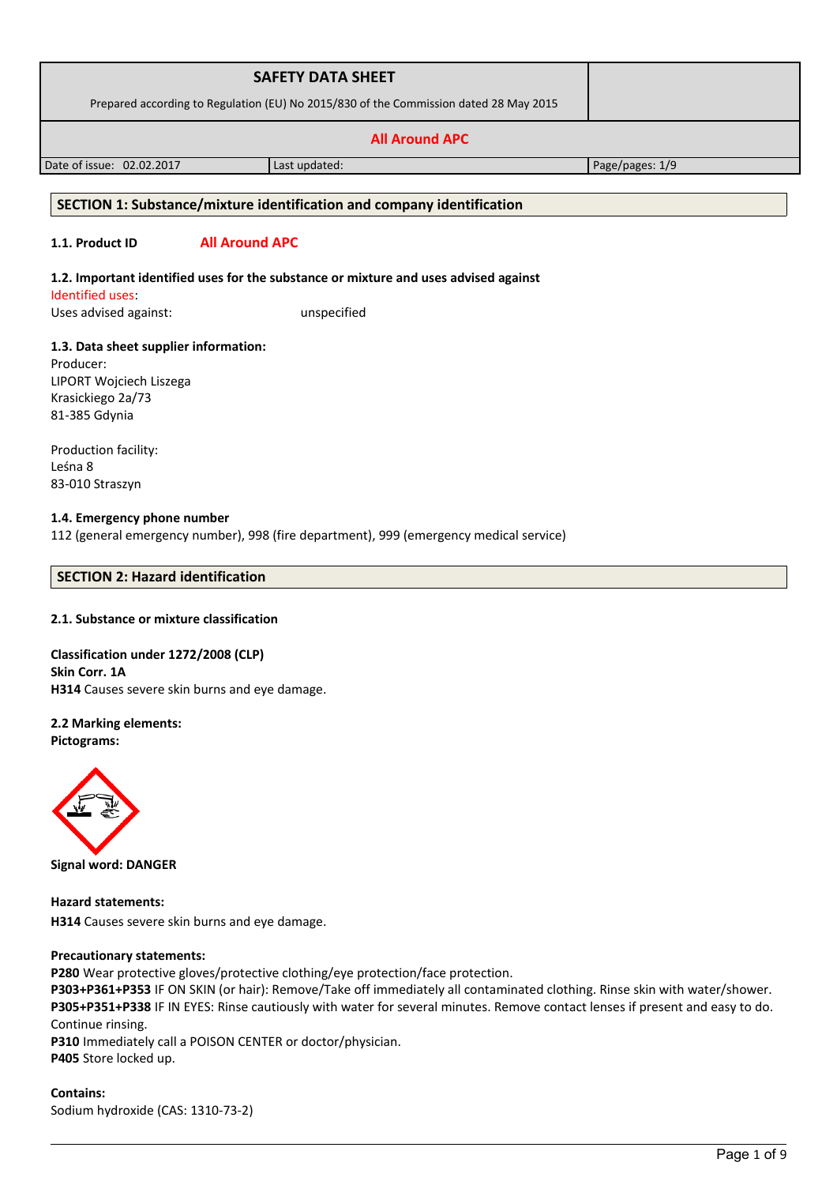| SAFETY DATA SHEET<br>Prepared according to Regulation (EU) No 2015/830 of the Commission dated 28 May 2015 | | |
|---|---|---|
| **All Around APC** | | |
| Date of issue: 02.02.2017 | Last updated: | Page/pages: 1/9 |

## SECTION 1: Substance/mixture identification and company identification

**1.1. Product ID** All Around APC

**1.2. Important identified uses for the substance or mixture and uses advised against**

Identified uses:

Uses advised against: unspecified

**1.3. Data sheet supplier information:**

Producer:
LIPORT Wojciech Liszega
Krasickiego 2a/73
81-385 Gdynia

Production facility:
Leśna 8
83-010 Straszyn

**1.4. Emergency phone number**

112 (general emergency number), 998 (fire department), 999 (emergency medical service)

## SECTION 2: Hazard identification

**2.1. Substance or mixture classification**

**Classification under 1272/2008 (CLP)**
**Skin Corr. 1A**
**H314** Causes severe skin burns and eye damage.

**2.2 Marking elements:**
**Pictograms:**

**Signal word: DANGER**

**Hazard statements:**

**H314** Causes severe skin burns and eye damage.

**Precautionary statements:**

**P280** Wear protective gloves/protective clothing/eye protection/face protection.
**P303+P361+P353** IF ON SKIN (or hair): Remove/Take off immediately all contaminated clothing. Rinse skin with water/shower.
**P305+P351+P338** IF IN EYES: Rinse cautiously with water for several minutes. Remove contact lenses if present and easy to do. Continue rinsing.
**P310** Immediately call a POISON CENTER or doctor/physician.
**P405** Store locked up.

**Contains:**
Sodium hydroxide (CAS: 1310-73-2)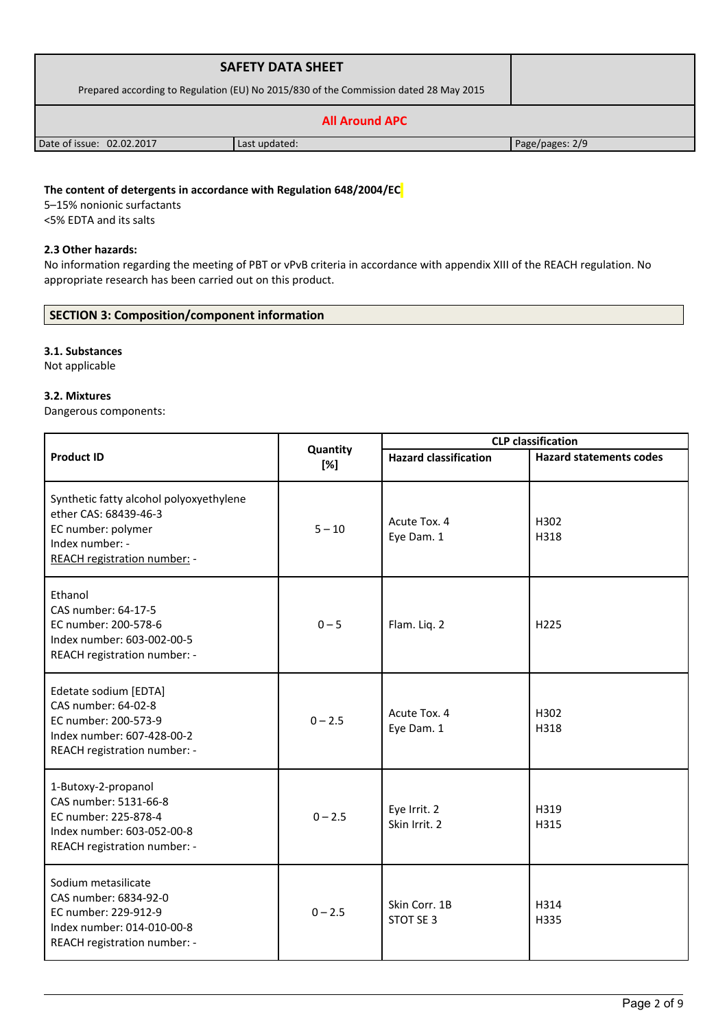**The content of detergents in accordance with Regulation 648/2004/EC**

5–15% nonionic surfactants
<5% EDTA and its salts

**2.3 Other hazards:**

No information regarding the meeting of PBT or vPvB criteria in accordance with appendix XIII of the REACH regulation. No appropriate research has been carried out on this product.

## SECTION 3: Composition/component information

**3.1. Substances**

Not applicable

**3.2. Mixtures**

Dangerous components:

| Product ID | Quantity [%] | CLP classification | |
|---|---|---|---|
| | | Hazard classification | Hazard statements codes |
| Synthetic fatty alcohol polyoxyethylene ether CAS: 68439-46-3<br>EC number: polymer<br>Index number: -<br>REACH registration number: - | 5 – 10 | Acute Tox. 4<br>Eye Dam. 1 | H302<br>H318 |
| Ethanol<br>CAS number: 64-17-5<br>EC number: 200-578-6<br>Index number: 603-002-00-5<br>REACH registration number: - | 0 – 5 | Flam. Liq. 2 | H225 |
| Edetate sodium [EDTA]<br>CAS number: 64-02-8<br>EC number: 200-573-9<br>Index number: 607-428-00-2<br>REACH registration number: - | 0 – 2.5 | Acute Tox. 4<br>Eye Dam. 1 | H302<br>H318 |
| 1-Butoxy-2-propanol<br>CAS number: 5131-66-8<br>EC number: 225-878-4<br>Index number: 603-052-00-8<br>REACH registration number: - | 0 – 2.5 | Eye Irrit. 2<br>Skin Irrit. 2 | H319<br>H315 |
| Sodium metasilicate<br>CAS number: 6834-92-0<br>EC number: 229-912-9<br>Index number: 014-010-00-8<br>REACH registration number: - | 0 – 2.5 | Skin Corr. 1B<br>STOT SE 3 | H314<br>H335 |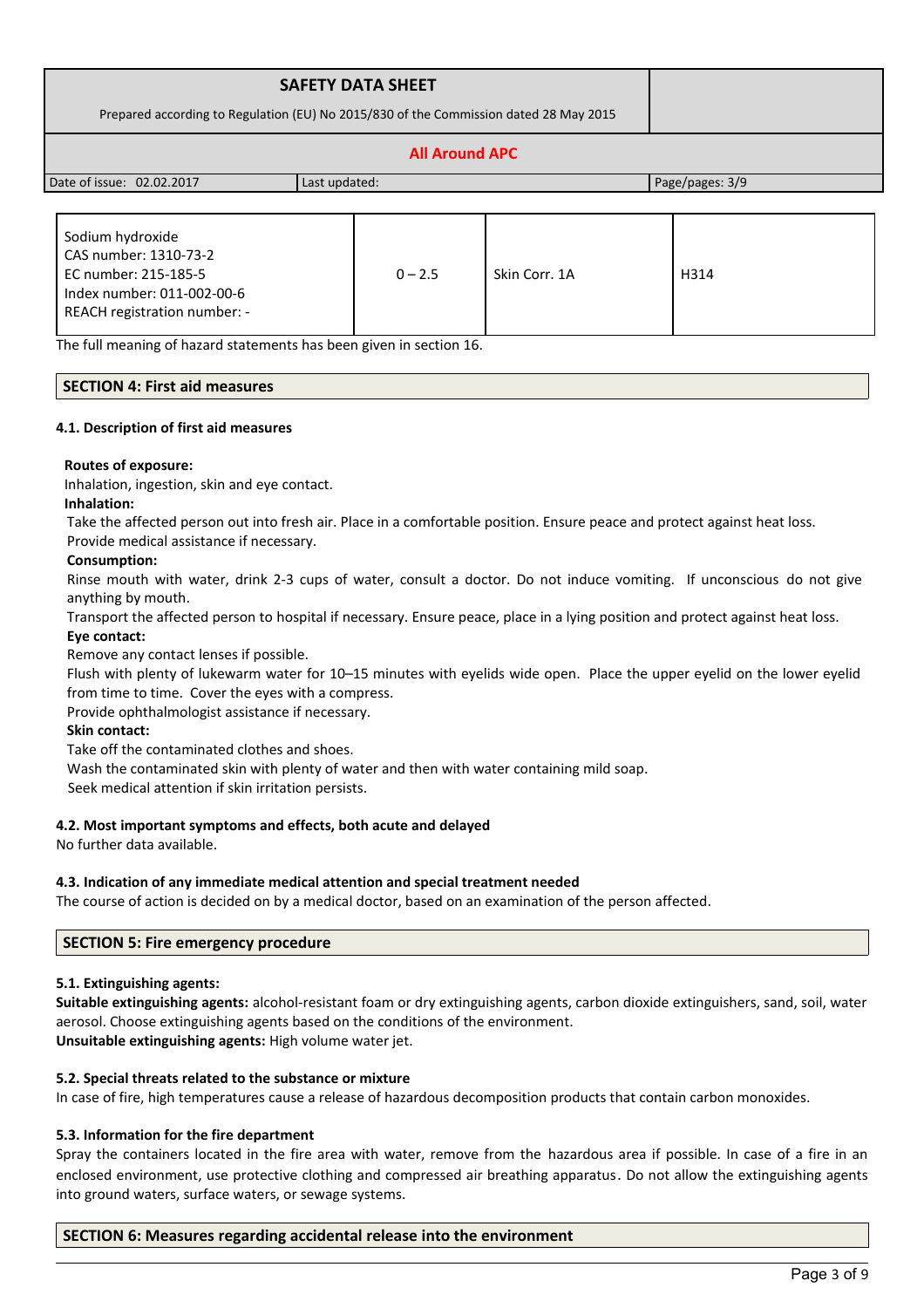| Sodium hydroxide<br>CAS number: 1310-73-2<br>EC number: 215-185-5<br>Index number: 011-002-00-6<br>REACH registration number: - | 0 – 2.5 | Skin Corr. 1A | H314 |
|---|---|---|---|

The full meaning of hazard statements has been given in section 16.

## SECTION 4: First aid measures

### 4.1. Description of first aid measures

**Routes of exposure:**

Inhalation, ingestion, skin and eye contact.

**Inhalation:**

Take the affected person out into fresh air. Place in a comfortable position. Ensure peace and protect against heat loss. Provide medical assistance if necessary.

**Consumption:**

Rinse mouth with water, drink 2-3 cups of water, consult a doctor. Do not induce vomiting. If unconscious do not give anything by mouth.

Transport the affected person to hospital if necessary. Ensure peace, place in a lying position and protect against heat loss.

**Eye contact:**

Remove any contact lenses if possible.

Flush with plenty of lukewarm water for 10–15 minutes with eyelids wide open. Place the upper eyelid on the lower eyelid from time to time. Cover the eyes with a compress.

Provide ophthalmologist assistance if necessary.

**Skin contact:**

Take off the contaminated clothes and shoes.

Wash the contaminated skin with plenty of water and then with water containing mild soap.

Seek medical attention if skin irritation persists.

### 4.2. Most important symptoms and effects, both acute and delayed

No further data available.

### 4.3. Indication of any immediate medical attention and special treatment needed

The course of action is decided on by a medical doctor, based on an examination of the person affected.

## SECTION 5: Fire emergency procedure

### 5.1. Extinguishing agents:

**Suitable extinguishing agents:** alcohol-resistant foam or dry extinguishing agents, carbon dioxide extinguishers, sand, soil, water aerosol. Choose extinguishing agents based on the conditions of the environment.

**Unsuitable extinguishing agents:** High volume water jet.

### 5.2. Special threats related to the substance or mixture

In case of fire, high temperatures cause a release of hazardous decomposition products that contain carbon monoxides.

### 5.3. Information for the fire department

Spray the containers located in the fire area with water, remove from the hazardous area if possible. In case of a fire in an enclosed environment, use protective clothing and compressed air breathing apparatus. Do not allow the extinguishing agents into ground waters, surface waters, or sewage systems.

## SECTION 6: Measures regarding accidental release into the environment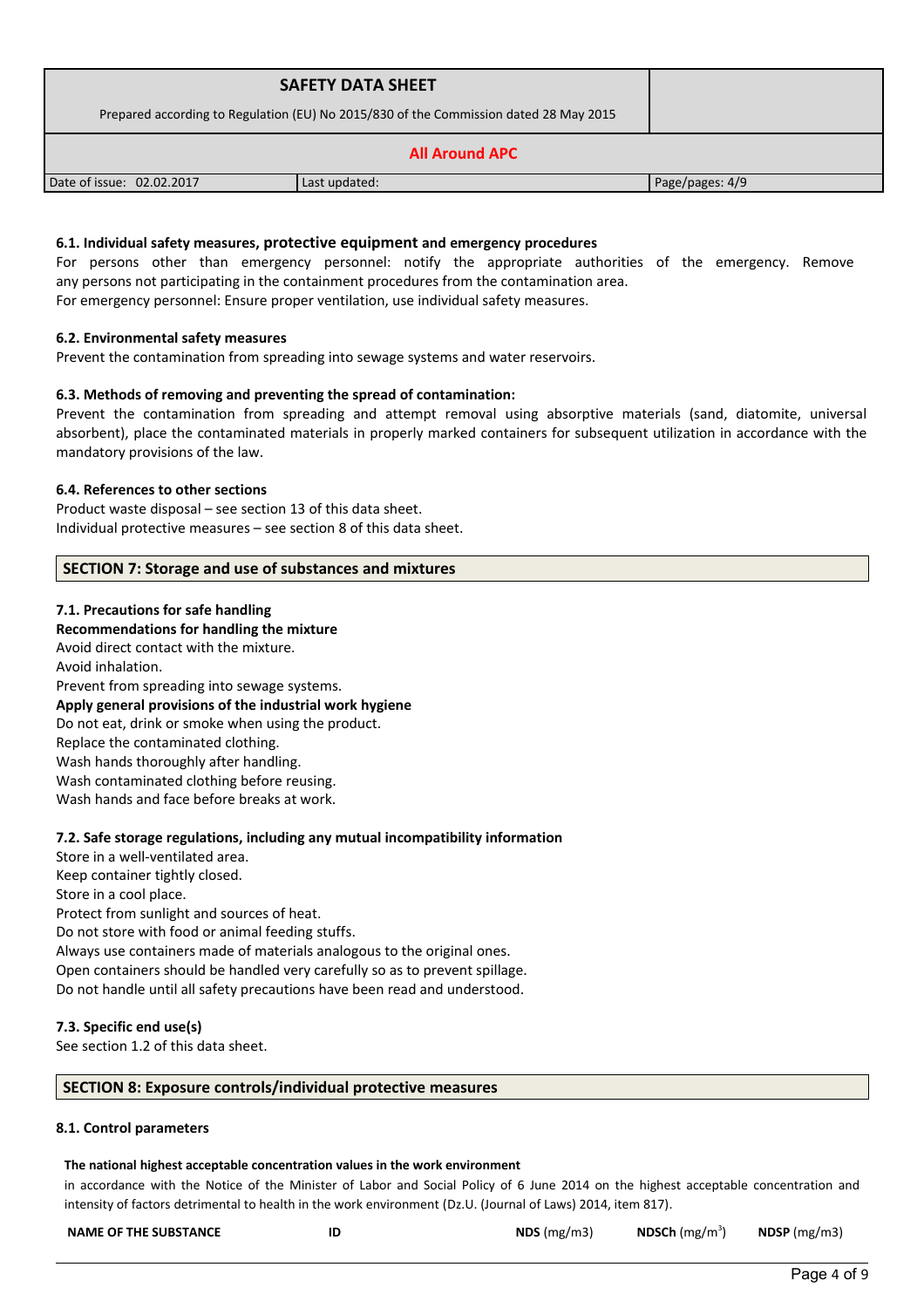### 6.1. Individual safety measures, protective equipment and emergency procedures

For persons other than emergency personnel: notify the appropriate authorities of the emergency. Remove any persons not participating in the containment procedures from the contamination area.
For emergency personnel: Ensure proper ventilation, use individual safety measures.

### 6.2. Environmental safety measures

Prevent the contamination from spreading into sewage systems and water reservoirs.

### 6.3. Methods of removing and preventing the spread of contamination:

Prevent the contamination from spreading and attempt removal using absorptive materials (sand, diatomite, universal absorbent), place the contaminated materials in properly marked containers for subsequent utilization in accordance with the mandatory provisions of the law.

### 6.4. References to other sections

Product waste disposal – see section 13 of this data sheet.
Individual protective measures – see section 8 of this data sheet.

## SECTION 7: Storage and use of substances and mixtures

### 7.1. Precautions for safe handling

**Recommendations for handling the mixture**

Avoid direct contact with the mixture.
Avoid inhalation.
Prevent from spreading into sewage systems.

**Apply general provisions of the industrial work hygiene**

Do not eat, drink or smoke when using the product.
Replace the contaminated clothing.
Wash hands thoroughly after handling.
Wash contaminated clothing before reusing.
Wash hands and face before breaks at work.

### 7.2. Safe storage regulations, including any mutual incompatibility information

Store in a well-ventilated area.
Keep container tightly closed.
Store in a cool place.
Protect from sunlight and sources of heat.
Do not store with food or animal feeding stuffs.
Always use containers made of materials analogous to the original ones.
Open containers should be handled very carefully so as to prevent spillage.
Do not handle until all safety precautions have been read and understood.

### 7.3. Specific end use(s)

See section 1.2 of this data sheet.

## SECTION 8: Exposure controls/individual protective measures

### 8.1. Control parameters

**The national highest acceptable concentration values in the work environment**

in accordance with the Notice of the Minister of Labor and Social Policy of 6 June 2014 on the highest acceptable concentration and intensity of factors detrimental to health in the work environment (Dz.U. (Journal of Laws) 2014, item 817).

| NAME OF THE SUBSTANCE | ID | NDS (mg/m3) | NDSCh (mg/m$^3$) | NDSP (mg/m3) |
|---|---|---|---|---|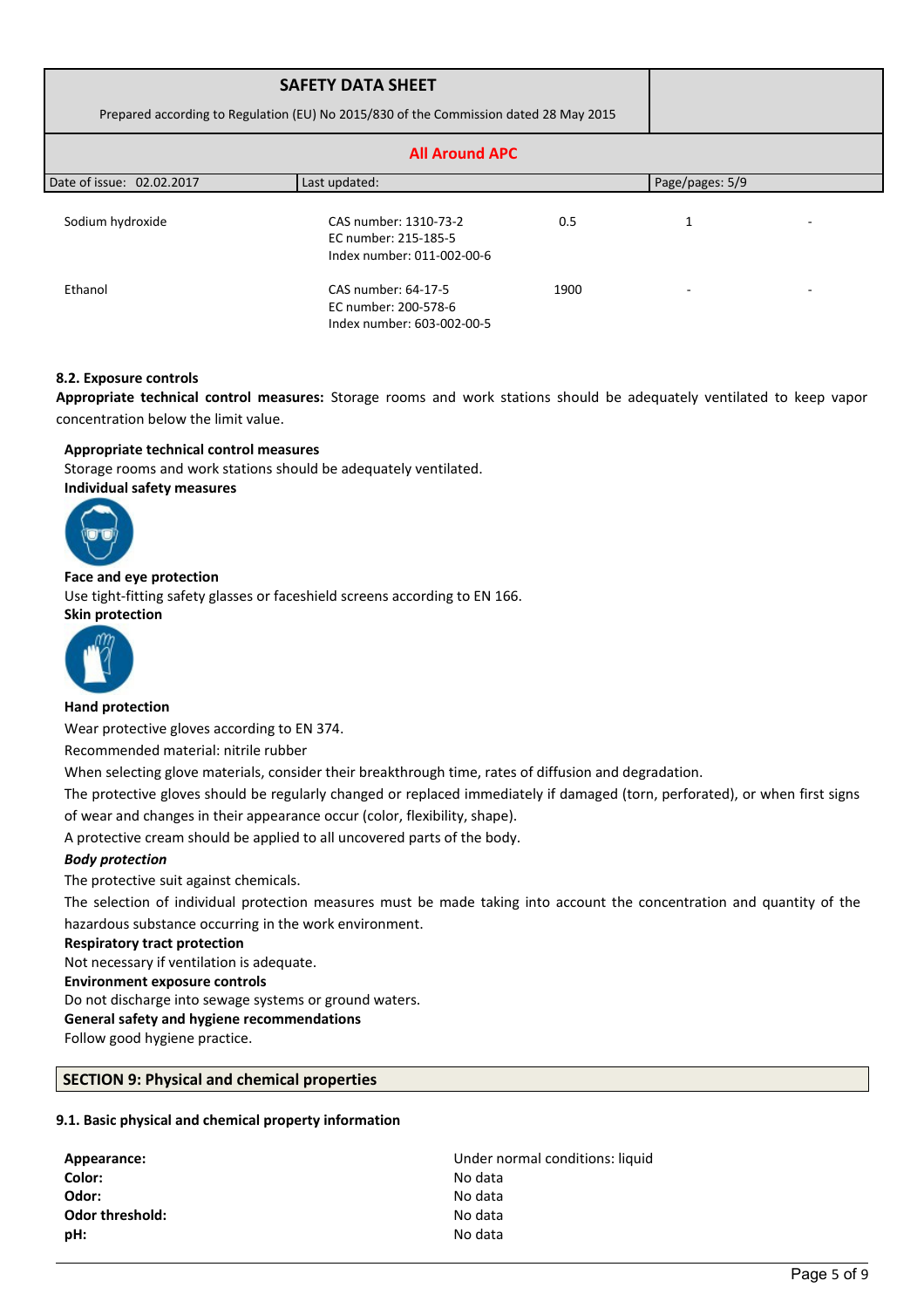| | | | | |
|---|---|---|---|---|
| Sodium hydroxide | CAS number: 1310-73-2<br>EC number: 215-185-5<br>Index number: 011-002-00-6 | 0.5 | 1 | - |
| Ethanol | CAS number: 64-17-5<br>EC number: 200-578-6<br>Index number: 603-002-00-5 | 1900 | - | - |

**8.2. Exposure controls**

**Appropriate technical control measures:** Storage rooms and work stations should be adequately ventilated to keep vapor concentration below the limit value.

**Appropriate technical control measures**

Storage rooms and work stations should be adequately ventilated.

**Individual safety measures**

**Face and eye protection**

Use tight-fitting safety glasses or faceshield screens according to EN 166.

**Skin protection**

**Hand protection**

Wear protective gloves according to EN 374.

Recommended material: nitrile rubber

When selecting glove materials, consider their breakthrough time, rates of diffusion and degradation.

The protective gloves should be regularly changed or replaced immediately if damaged (torn, perforated), or when first signs of wear and changes in their appearance occur (color, flexibility, shape).

A protective cream should be applied to all uncovered parts of the body.

***Body protection***

The protective suit against chemicals.

The selection of individual protection measures must be made taking into account the concentration and quantity of the hazardous substance occurring in the work environment.

**Respiratory tract protection**

Not necessary if ventilation is adequate.

**Environment exposure controls**

Do not discharge into sewage systems or ground waters.

**General safety and hygiene recommendations**

Follow good hygiene practice.

## SECTION 9: Physical and chemical properties

**9.1. Basic physical and chemical property information**

| | |
|---|---|
| **Appearance:** | Under normal conditions: liquid |
| **Color:** | No data |
| **Odor:** | No data |
| **Odor threshold:** | No data |
| **pH:** | No data |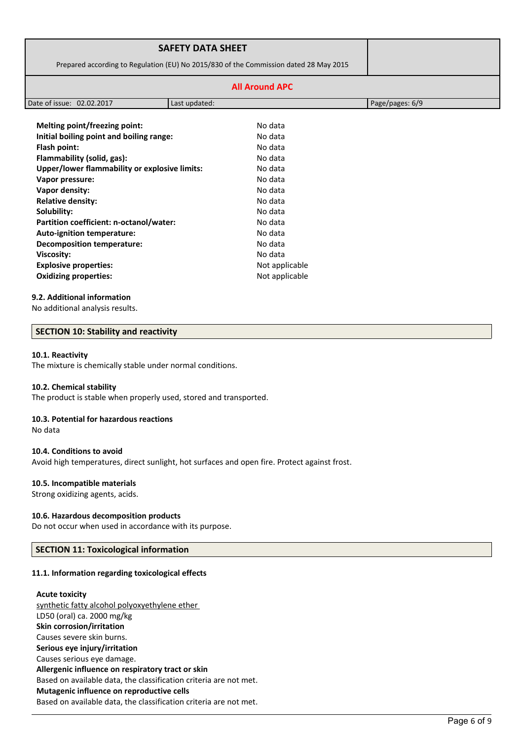| Property | Value |
|---|---|
| **Melting point/freezing point:** | No data |
| **Initial boiling point and boiling range:** | No data |
| **Flash point:** | No data |
| **Flammability (solid, gas):** | No data |
| **Upper/lower flammability or explosive limits:** | No data |
| **Vapor pressure:** | No data |
| **Vapor density:** | No data |
| **Relative density:** | No data |
| **Solubility:** | No data |
| **Partition coefficient: n-octanol/water:** | No data |
| **Auto-ignition temperature:** | No data |
| **Decomposition temperature:** | No data |
| **Viscosity:** | No data |
| **Explosive properties:** | Not applicable |
| **Oxidizing properties:** | Not applicable |

### 9.2. Additional information

No additional analysis results.

## SECTION 10: Stability and reactivity

### 10.1. Reactivity

The mixture is chemically stable under normal conditions.

### 10.2. Chemical stability

The product is stable when properly used, stored and transported.

### 10.3. Potential for hazardous reactions

No data

### 10.4. Conditions to avoid

Avoid high temperatures, direct sunlight, hot surfaces and open fire. Protect against frost.

### 10.5. Incompatible materials

Strong oxidizing agents, acids.

### 10.6. Hazardous decomposition products

Do not occur when used in accordance with its purpose.

## SECTION 11: Toxicological information

### 11.1. Information regarding toxicological effects

**Acute toxicity**

synthetic fatty alcohol polyoxyethylene ether

LD50 (oral) ca. 2000 mg/kg

**Skin corrosion/irritation**

Causes severe skin burns.

**Serious eye injury/irritation**

Causes serious eye damage.

**Allergenic influence on respiratory tract or skin**

Based on available data, the classification criteria are not met.

**Mutagenic influence on reproductive cells**

Based on available data, the classification criteria are not met.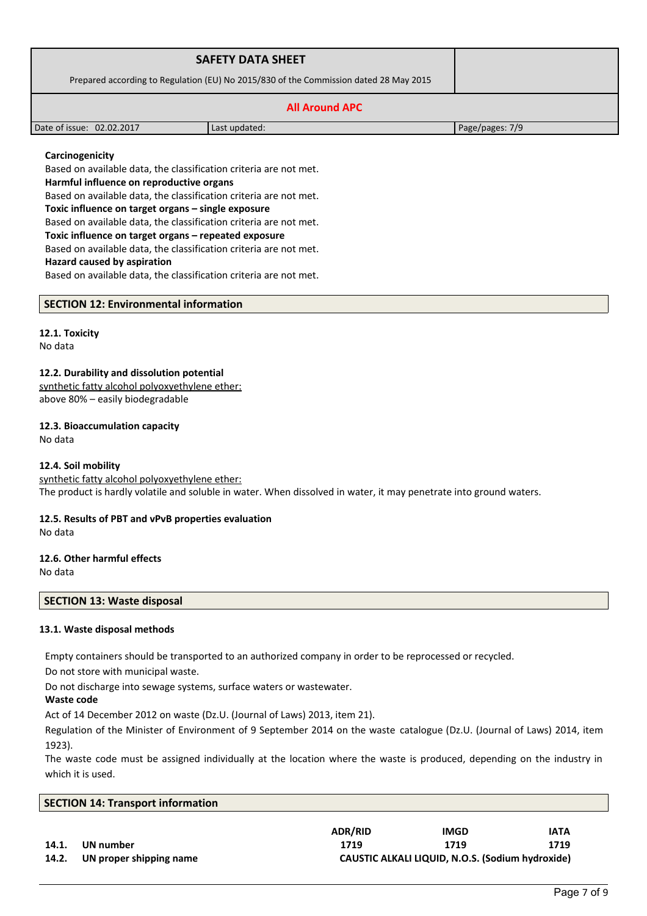**Carcinogenicity**
Based on available data, the classification criteria are not met.
**Harmful influence on reproductive organs**
Based on available data, the classification criteria are not met.
**Toxic influence on target organs – single exposure**
Based on available data, the classification criteria are not met.
**Toxic influence on target organs – repeated exposure**
Based on available data, the classification criteria are not met.
**Hazard caused by aspiration**
Based on available data, the classification criteria are not met.

## SECTION 12: Environmental information

**12.1. Toxicity**
No data

**12.2. Durability and dissolution potential**
synthetic fatty alcohol polyoxyethylene ether:
above 80% – easily biodegradable

**12.3. Bioaccumulation capacity**
No data

**12.4. Soil mobility**
synthetic fatty alcohol polyoxyethylene ether:
The product is hardly volatile and soluble in water. When dissolved in water, it may penetrate into ground waters.

**12.5. Results of PBT and vPvB properties evaluation**
No data

**12.6. Other harmful effects**
No data

## SECTION 13: Waste disposal

**13.1. Waste disposal methods**

Empty containers should be transported to an authorized company in order to be reprocessed or recycled.

Do not store with municipal waste.

Do not discharge into sewage systems, surface waters or wastewater.

**Waste code**

Act of 14 December 2012 on waste (Dz.U. (Journal of Laws) 2013, item 21).

Regulation of the Minister of Environment of 9 September 2014 on the waste catalogue (Dz.U. (Journal of Laws) 2014, item 1923).

The waste code must be assigned individually at the location where the waste is produced, depending on the industry in which it is used.

## SECTION 14: Transport information

| | | ADR/RID | IMGD | IATA |
|---|---|---|---|---|
| 14.1. | UN number | 1719 | 1719 | 1719 |
| 14.2. | UN proper shipping name | CAUSTIC ALKALI LIQUID, N.O.S. (Sodium hydroxide) | | |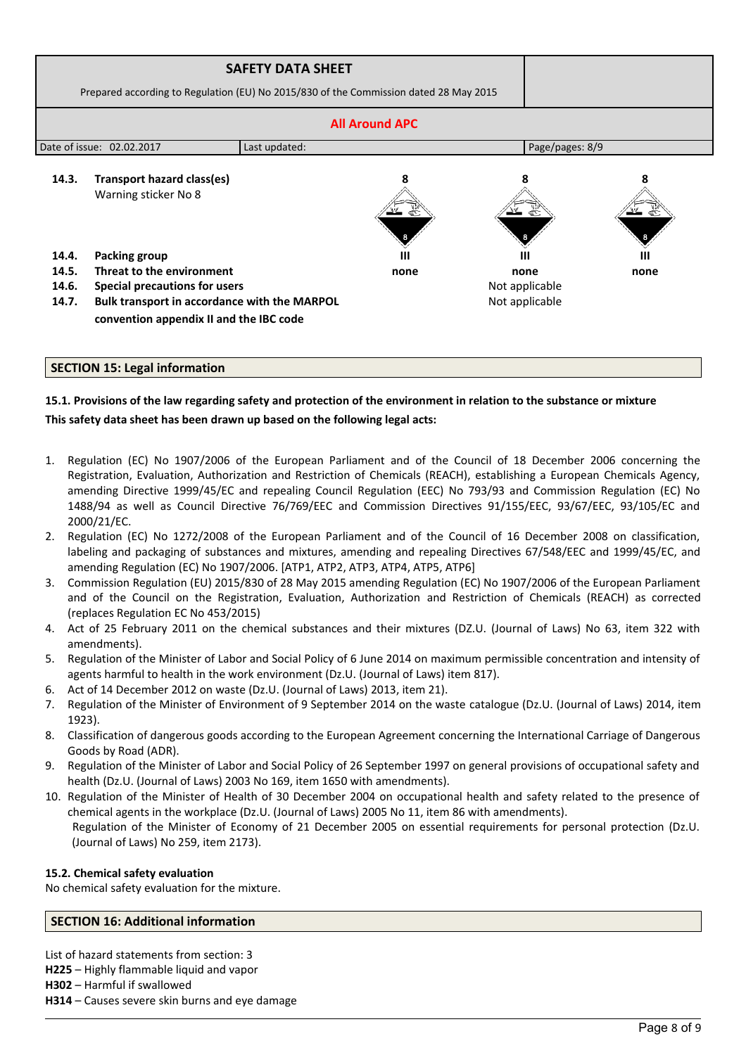| **SAFETY DATA SHEET** | |
|---|---|
| Prepared according to Regulation (EU) No 2015/830 of the Commission dated 28 May 2015 | |

**All Around APC**

| Date of issue: 02.02.2017 | Last updated: | Page/pages: 8/9 |
|---|---|---|

| | | | | |
|---|---|---|---|---|
| **14.3.** | **Transport hazard class(es)** Warning sticker No 8 | 8 | 8 | 8 |
| **14.4.** | **Packing group** | **III** | **III** | **III** |
| **14.5.** | **Threat to the environment** | **none** | **none** | **none** |
| **14.6.** | **Special precautions for users** | | Not applicable | |
| **14.7.** | **Bulk transport in accordance with the MARPOL convention appendix II and the IBC code** | | Not applicable | |

## SECTION 15: Legal information

**15.1. Provisions of the law regarding safety and protection of the environment in relation to the substance or mixture**

**This safety data sheet has been drawn up based on the following legal acts:**

1. Regulation (EC) No 1907/2006 of the European Parliament and of the Council of 18 December 2006 concerning the Registration, Evaluation, Authorization and Restriction of Chemicals (REACH), establishing a European Chemicals Agency, amending Directive 1999/45/EC and repealing Council Regulation (EEC) No 793/93 and Commission Regulation (EC) No 1488/94 as well as Council Directive 76/769/EEC and Commission Directives 91/155/EEC, 93/67/EEC, 93/105/EC and 2000/21/EC.
2. Regulation (EC) No 1272/2008 of the European Parliament and of the Council of 16 December 2008 on classification, labeling and packaging of substances and mixtures, amending and repealing Directives 67/548/EEC and 1999/45/EC, and amending Regulation (EC) No 1907/2006. [ATP1, ATP2, ATP3, ATP4, ATP5, ATP6]
3. Commission Regulation (EU) 2015/830 of 28 May 2015 amending Regulation (EC) No 1907/2006 of the European Parliament and of the Council on the Registration, Evaluation, Authorization and Restriction of Chemicals (REACH) as corrected (replaces Regulation EC No 453/2015)
4. Act of 25 February 2011 on the chemical substances and their mixtures (DZ.U. (Journal of Laws) No 63, item 322 with amendments).
5. Regulation of the Minister of Labor and Social Policy of 6 June 2014 on maximum permissible concentration and intensity of agents harmful to health in the work environment (Dz.U. (Journal of Laws) item 817).
6. Act of 14 December 2012 on waste (Dz.U. (Journal of Laws) 2013, item 21).
7. Regulation of the Minister of Environment of 9 September 2014 on the waste catalogue (Dz.U. (Journal of Laws) 2014, item 1923).
8. Classification of dangerous goods according to the European Agreement concerning the International Carriage of Dangerous Goods by Road (ADR).
9. Regulation of the Minister of Labor and Social Policy of 26 September 1997 on general provisions of occupational safety and health (Dz.U. (Journal of Laws) 2003 No 169, item 1650 with amendments).
10. Regulation of the Minister of Health of 30 December 2004 on occupational health and safety related to the presence of chemical agents in the workplace (Dz.U. (Journal of Laws) 2005 No 11, item 86 with amendments).
    Regulation of the Minister of Economy of 21 December 2005 on essential requirements for personal protection (Dz.U. (Journal of Laws) No 259, item 2173).

**15.2. Chemical safety evaluation**

No chemical safety evaluation for the mixture.

## SECTION 16: Additional information

List of hazard statements from section: 3

**H225** – Highly flammable liquid and vapor

**H302** – Harmful if swallowed

**H314** – Causes severe skin burns and eye damage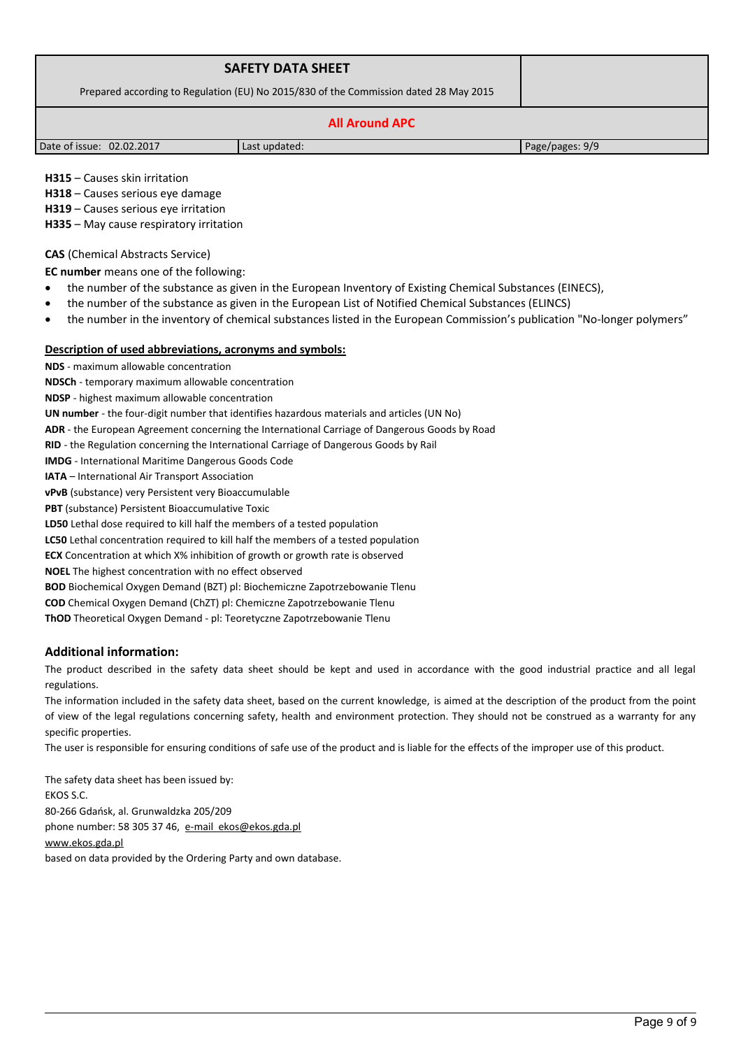**H315** – Causes skin irritation
**H318** – Causes serious eye damage
**H319** – Causes serious eye irritation
**H335** – May cause respiratory irritation

**CAS** (Chemical Abstracts Service)
**EC number** means one of the following:

- the number of the substance as given in the European Inventory of Existing Chemical Substances (EINECS),
- the number of the substance as given in the European List of Notified Chemical Substances (ELINCS)
- the number in the inventory of chemical substances listed in the European Commission's publication "No-longer polymers"

**Description of used abbreviations, acronyms and symbols:**

**NDS** - maximum allowable concentration
**NDSCh** - temporary maximum allowable concentration
**NDSP** - highest maximum allowable concentration
**UN number** - the four-digit number that identifies hazardous materials and articles (UN No)
**ADR** - the European Agreement concerning the International Carriage of Dangerous Goods by Road
**RID** - the Regulation concerning the International Carriage of Dangerous Goods by Rail
**IMDG** - International Maritime Dangerous Goods Code
**IATA** – International Air Transport Association
**vPvB** (substance) very Persistent very Bioaccumulable
**PBT** (substance) Persistent Bioaccumulative Toxic
**LD50** Lethal dose required to kill half the members of a tested population
**LC50** Lethal concentration required to kill half the members of a tested population
**ECX** Concentration at which X% inhibition of growth or growth rate is observed
**NOEL** The highest concentration with no effect observed
**BOD** Biochemical Oxygen Demand (BZT) pl: Biochemiczne Zapotrzebowanie Tlenu
**COD** Chemical Oxygen Demand (ChZT) pl: Chemiczne Zapotrzebowanie Tlenu
**ThOD** Theoretical Oxygen Demand - pl: Teoretyczne Zapotrzebowanie Tlenu

### Additional information:

The product described in the safety data sheet should be kept and used in accordance with the good industrial practice and all legal regulations.

The information included in the safety data sheet, based on the current knowledge, is aimed at the description of the product from the point of view of the legal regulations concerning safety, health and environment protection. They should not be construed as a warranty for any specific properties.

The user is responsible for ensuring conditions of safe use of the product and is liable for the effects of the improper use of this product.

The safety data sheet has been issued by:
EKOS S.C.
80-266 Gdańsk, al. Grunwaldzka 205/209
phone number: 58 305 37 46, e-mail ekos@ekos.gda.pl
www.ekos.gda.pl
based on data provided by the Ordering Party and own database.